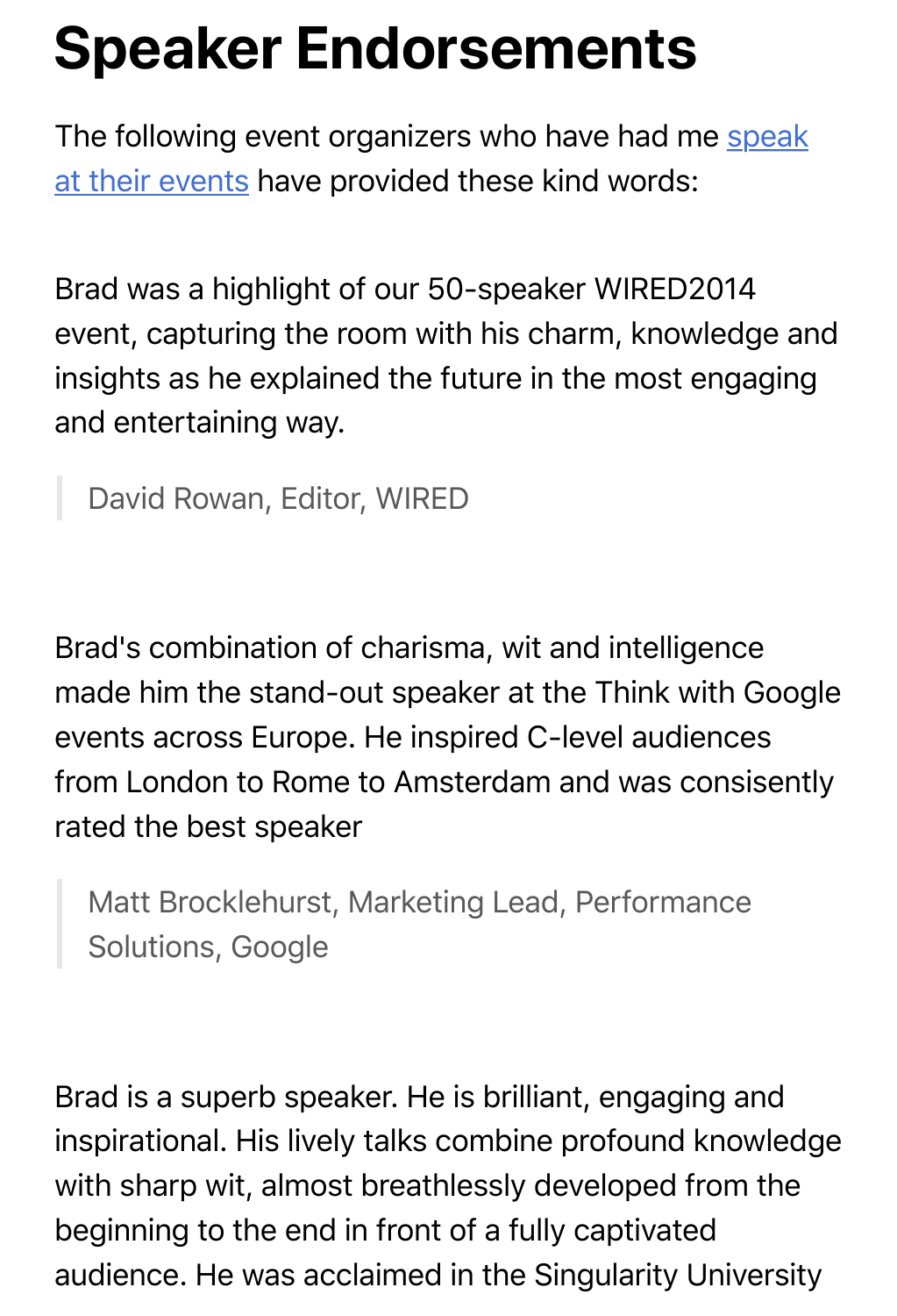# Speaker Endorsements

The following event organizers who have had me speak at their events have provided these kind words:

Brad was a highlight of our 50-speaker WIRED2014 event, capturing the room with his charm, knowledge and insights as he explained the future in the most engaging and entertaining way.

> David Rowan, Editor, WIRED

Brad's combination of charisma, wit and intelligence made him the stand-out speaker at the Think with Google events across Europe. He inspired C-level audiences from London to Rome to Amsterdam and was consisently rated the best speaker

> Matt Brocklehurst, Marketing Lead, Performance Solutions, Google

Brad is a superb speaker. He is brilliant, engaging and inspirational. His lively talks combine profound knowledge with sharp wit, almost breathlessly developed from the beginning to the end in front of a fully captivated audience. He was acclaimed in the Singularity University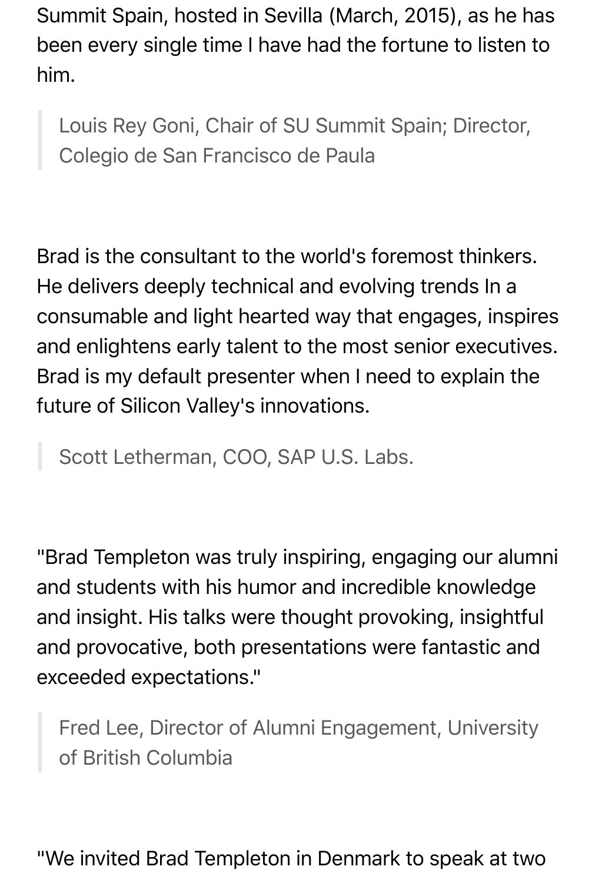Summit Spain, hosted in Sevilla (March, 2015), as he has been every single time I have had the fortune to listen to him.

> Louis Rey Goni, Chair of SU Summit Spain; Director, Colegio de San Francisco de Paula

Brad is the consultant to the world's foremost thinkers. He delivers deeply technical and evolving trends In a consumable and light hearted way that engages, inspires and enlightens early talent to the most senior executives. Brad is my default presenter when I need to explain the future of Silicon Valley's innovations.

> Scott Letherman, COO, SAP U.S. Labs.

"Brad Templeton was truly inspiring, engaging our alumni and students with his humor and incredible knowledge and insight. His talks were thought provoking, insightful and provocative, both presentations were fantastic and exceeded expectations."

> Fred Lee, Director of Alumni Engagement, University of British Columbia

"We invited Brad Templeton in Denmark to speak at two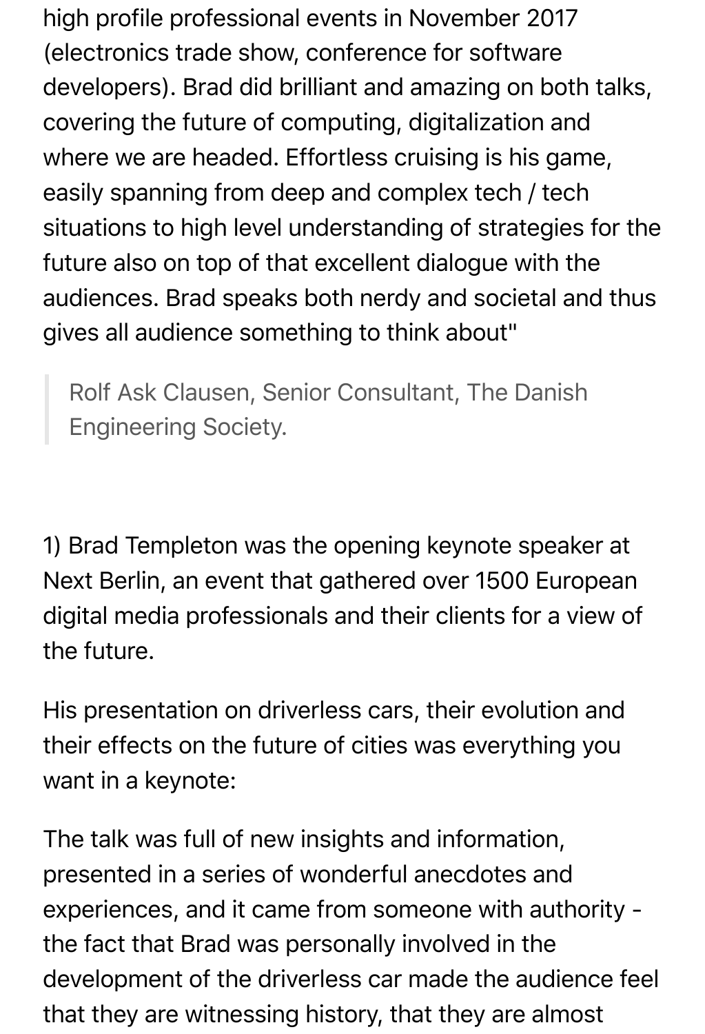high profile professional events in November 2017 (electronics trade show, conference for software developers). Brad did brilliant and amazing on both talks, covering the future of computing, digitalization and where we are headed. Effortless cruising is his game, easily spanning from deep and complex tech / tech situations to high level understanding of strategies for the future also on top of that excellent dialogue with the audiences. Brad speaks both nerdy and societal and thus gives all audience something to think about"

> Rolf Ask Clausen, Senior Consultant, The Danish Engineering Society.

1) Brad Templeton was the opening keynote speaker at Next Berlin, an event that gathered over 1500 European digital media professionals and their clients for a view of the future.

His presentation on driverless cars, their evolution and their effects on the future of cities was everything you want in a keynote:

The talk was full of new insights and information, presented in a series of wonderful anecdotes and experiences, and it came from someone with authority - the fact that Brad was personally involved in the development of the driverless car made the audience feel that they are witnessing history, that they are almost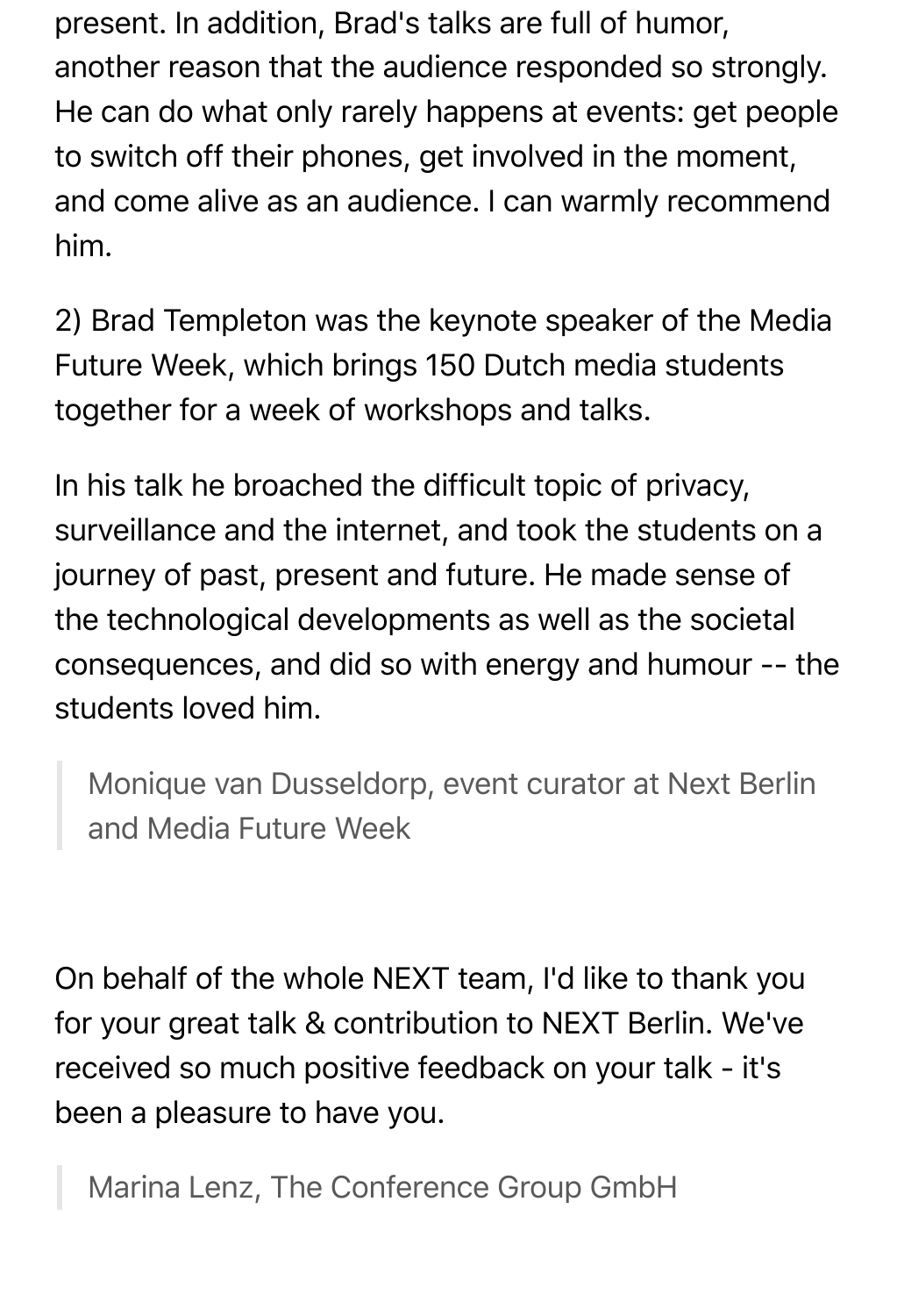present. In addition, Brad's talks are full of humor, another reason that the audience responded so strongly. He can do what only rarely happens at events: get people to switch off their phones, get involved in the moment, and come alive as an audience. I can warmly recommend him.

2) Brad Templeton was the keynote speaker of the Media Future Week, which brings 150 Dutch media students together for a week of workshops and talks.

In his talk he broached the difficult topic of privacy, surveillance and the internet, and took the students on a journey of past, present and future. He made sense of the technological developments as well as the societal consequences, and did so with energy and humour -- the students loved him.

> Monique van Dusseldorp, event curator at Next Berlin and Media Future Week

On behalf of the whole NEXT team, I'd like to thank you for your great talk & contribution to NEXT Berlin. We've received so much positive feedback on your talk - it's been a pleasure to have you.

> Marina Lenz, The Conference Group GmbH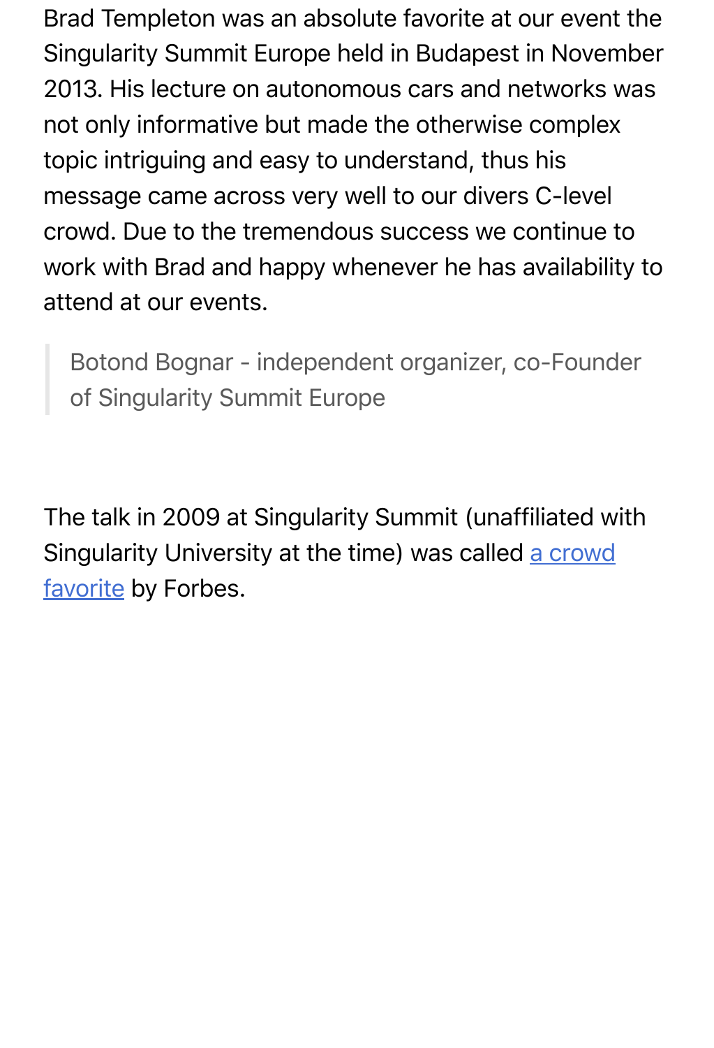Brad Templeton was an absolute favorite at our event the Singularity Summit Europe held in Budapest in November 2013. His lecture on autonomous cars and networks was not only informative but made the otherwise complex topic intriguing and easy to understand, thus his message came across very well to our divers C-level crowd. Due to the tremendous success we continue to work with Brad and happy whenever he has availability to attend at our events.

> Botond Bognar - independent organizer, co-Founder of Singularity Summit Europe

The talk in 2009 at Singularity Summit (unaffiliated with Singularity University at the time) was called a crowd favorite by Forbes.